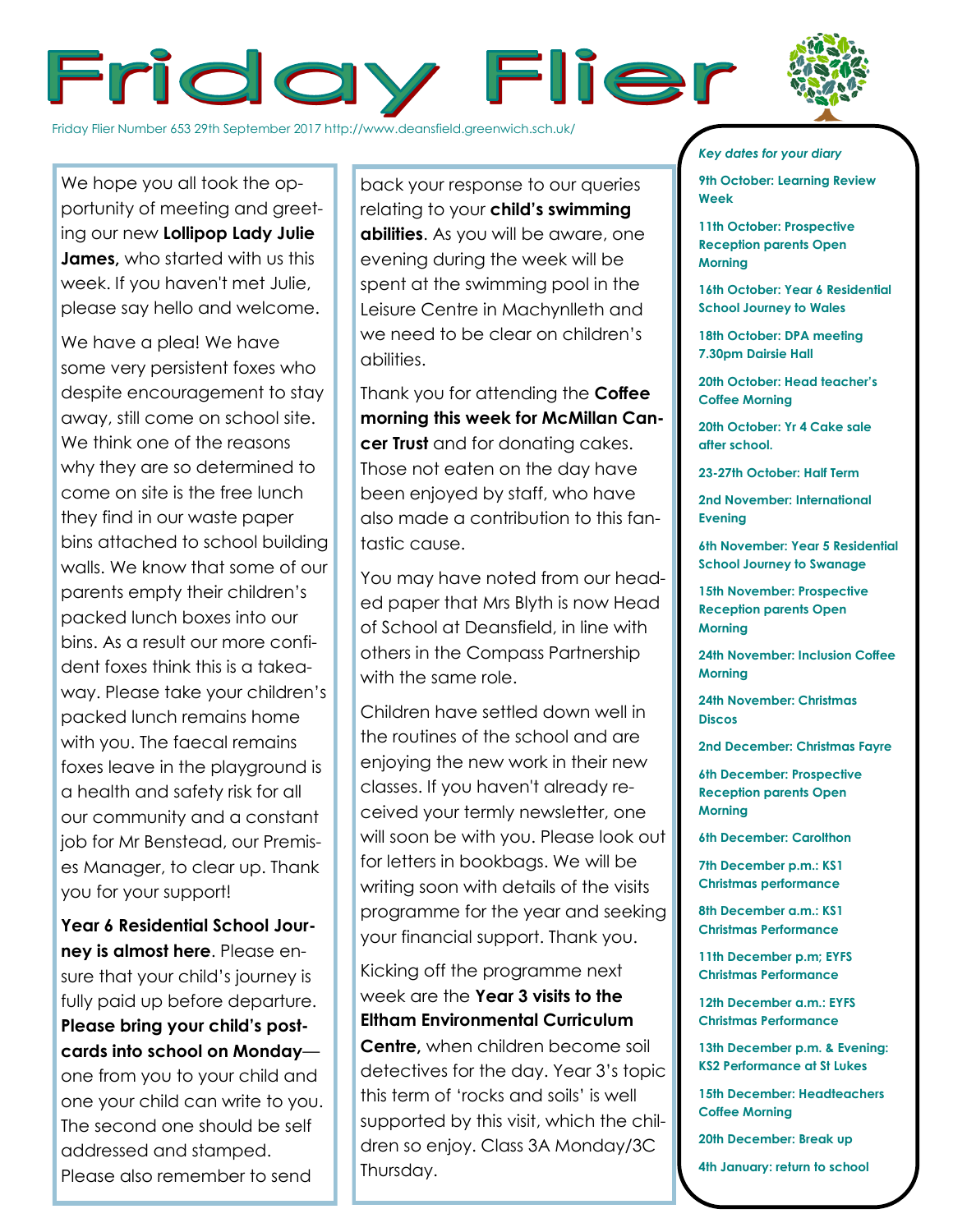# Friday Flier

Friday Flier Number 653 29th September 2017 http://www.deansfield.greenwich.sch.uk/

We hope you all took the opportunity of meeting and greeting our new **Lollipop Lady Julie James,** who started with us this week. If you haven't met Julie, please say hello and welcome.

We have a plea! We have some very persistent foxes who despite encouragement to stay away, still come on school site. We think one of the reasons why they are so determined to come on site is the free lunch they find in our waste paper bins attached to school building walls. We know that some of our parents empty their children's packed lunch boxes into our bins. As a result our more confident foxes think this is a takeaway. Please take your children's packed lunch remains home with you. The faecal remains foxes leave in the playground is a health and safety risk for all our community and a constant job for Mr Benstead, our Premises Manager, to clear up. Thank you for your support!

**Year 6 Residential School Journey is almost here**. Please ensure that your child's journey is fully paid up before departure. **Please bring your child's postcards into school on Monday**—one from you to your child and one your child can write to you. The second one should be self addressed and stamped. Please also remember to send back your response to our queries relating to your **child's swimming abilities**. As you will be aware, one evening during the week will be spent at the swimming pool in the Leisure Centre in Machynlleth and we need to be clear on children's abilities.

Thank you for attending the **Coffee morning this week for McMillan Cancer Trust** and for donating cakes. Those not eaten on the day have been enjoyed by staff, who have also made a contribution to this fantastic cause.

You may have noted from our headed paper that Mrs Blyth is now Head of School at Deansfield, in line with others in the Compass Partnership with the same role.

Children have settled down well in the routines of the school and are enjoying the new work in their new classes. If you haven't already received your termly newsletter, one will soon be with you. Please look out for letters in bookbags. We will be writing soon with details of the visits programme for the year and seeking your financial support. Thank you.

Kicking off the programme next week are the **Year 3 visits to the Eltham Environmental Curriculum Centre,** when children become soil detectives for the day. Year 3's topic this term of 'rocks and soils' is well supported by this visit, which the children so enjoy. Class 3A Monday/3C Thursday.

*Key dates for your diary*

**9th October: Learning Review Week**

**11th October: Prospective Reception parents Open Morning**

**16th October: Year 6 Residential School Journey to Wales**

**18th October: DPA meeting 7.30pm Dairsie Hall**

**20th October: Head teacher's Coffee Morning**

**20th October: Yr 4 Cake sale after school.**

**23-27th October: Half Term**

**2nd November: International Evening**

**6th November: Year 5 Residential School Journey to Swanage**

**15th November: Prospective Reception parents Open Morning**

**24th November: Inclusion Coffee Morning**

**24th November: Christmas Discos**

**2nd December: Christmas Fayre**

**6th December: Prospective Reception parents Open Morning**

**6th December: Carolthon**

**7th December p.m.: KS1 Christmas performance**

**8th December a.m.: KS1 Christmas Performance**

**11th December p.m; EYFS Christmas Performance**

**12th December a.m.: EYFS Christmas Performance**

**13th December p.m. & Evening: KS2 Performance at St Lukes**

**15th December: Headteachers Coffee Morning**

**20th December: Break up**

**4th January: return to school**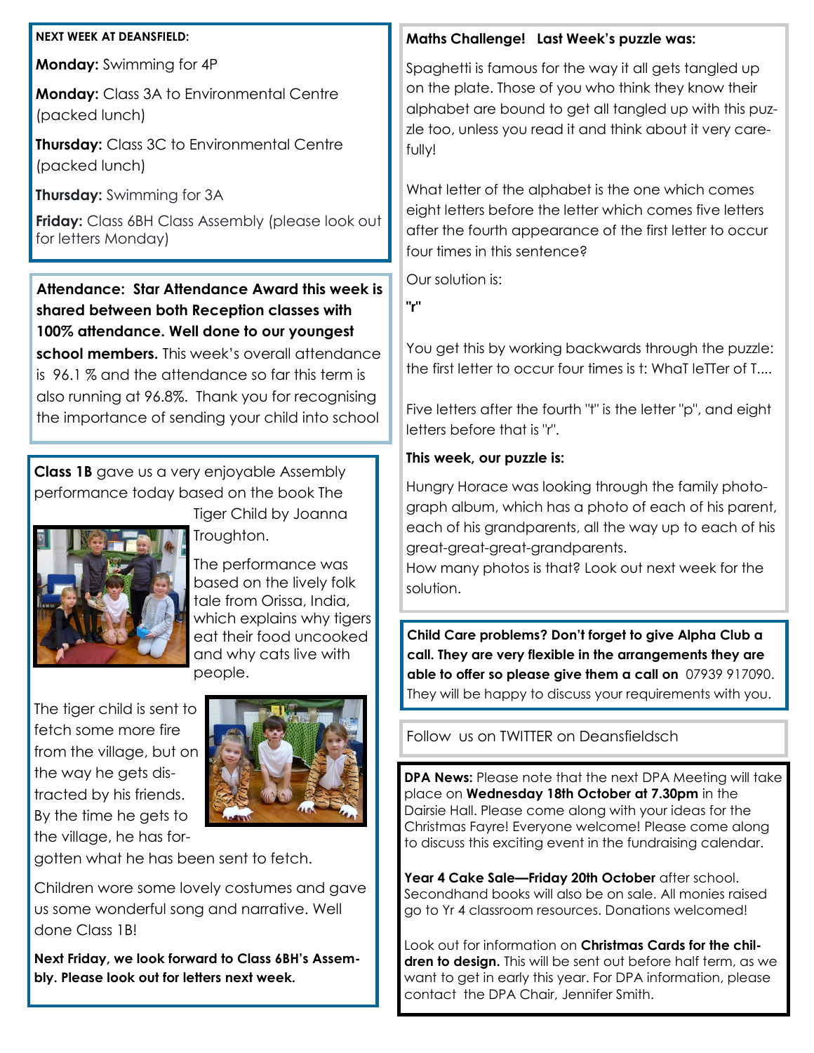**NEXT WEEK AT DEANSFIELD:**

**Monday:** Swimming for 4P

**Monday:** Class 3A to Environmental Centre (packed lunch)

**Thursday:** Class 3C to Environmental Centre (packed lunch)

**Thursday:** Swimming for 3A

**Friday:** Class 6BH Class Assembly (please look out for letters Monday)

**Attendance: Star Attendance Award this week is shared between both Reception classes with 100% attendance. Well done to our youngest school members.** This week's overall attendance is 96.1 % and the attendance so far this term is also running at 96.8%. Thank you for recognising the importance of sending your child into school

**Class 1B** gave us a very enjoyable Assembly performance today based on the book The Tiger Child by Joanna Troughton.

The performance was based on the lively folk tale from Orissa, India, which explains why tigers eat their food uncooked and why cats live with people.

The tiger child is sent to fetch some more fire from the village, but on the way he gets distracted by his friends. By the time he gets to the village, he has forgotten what he has been sent to fetch.

Children wore some lovely costumes and gave us some wonderful song and narrative. Well done Class 1B!

**Next Friday, we look forward to Class 6BH's Assembly. Please look out for letters next week.**

**Maths Challenge! Last Week's puzzle was:**

Spaghetti is famous for the way it all gets tangled up on the plate. Those of you who think they know their alphabet are bound to get all tangled up with this puzzle too, unless you read it and think about it very carefully!

What letter of the alphabet is the one which comes eight letters before the letter which comes five letters after the fourth appearance of the first letter to occur four times in this sentence?

Our solution is:

**"r"**

You get this by working backwards through the puzzle: the first letter to occur four times is t: WhaT leTTer of T....

Five letters after the fourth "t" is the letter "p", and eight letters before that is "r".

**This week, our puzzle is:**

Hungry Horace was looking through the family photograph album, which has a photo of each of his parent, each of his grandparents, all the way up to each of his great-great-great-grandparents.
How many photos is that? Look out next week for the solution.

**Child Care problems? Don't forget to give Alpha Club a call. They are very flexible in the arrangements they are able to offer so please give them a call on** 07939 917090. They will be happy to discuss your requirements with you.

Follow us on TWITTER on Deansfieldsch

**DPA News:** Please note that the next DPA Meeting will take place on **Wednesday 18th October at 7.30pm** in the Dairsie Hall. Please come along with your ideas for the Christmas Fayre! Everyone welcome! Please come along to discuss this exciting event in the fundraising calendar.

**Year 4 Cake Sale—Friday 20th October** after school. Secondhand books will also be on sale. All monies raised go to Yr 4 classroom resources. Donations welcomed!

Look out for information on **Christmas Cards for the children to design.** This will be sent out before half term, as we want to get in early this year. For DPA information, please contact the DPA Chair, Jennifer Smith.